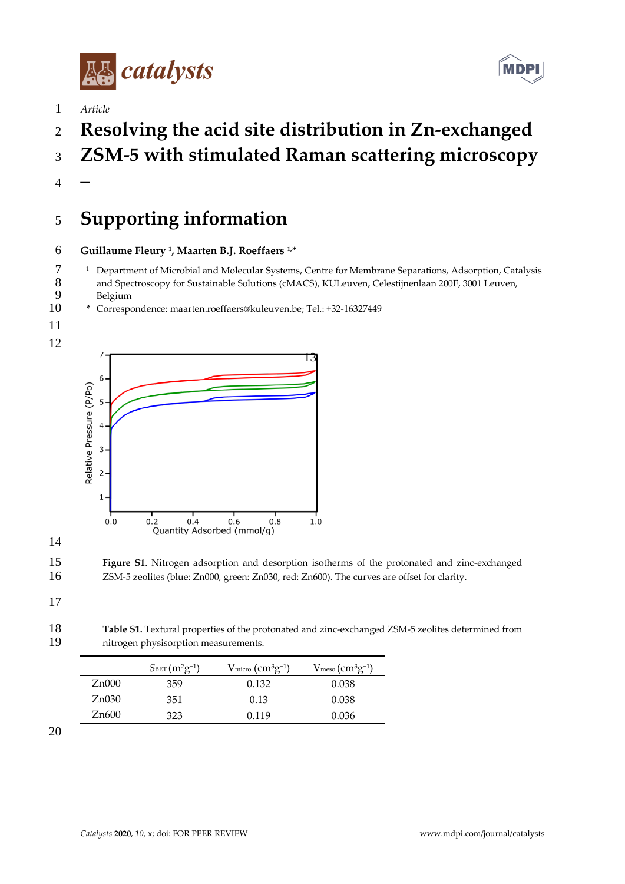*Article*

# Resolving the acid site distribution in Zn-exchanged ZSM-5 with stimulated Raman scattering microscopy

# –

# Supporting information

**Guillaume Fleury [1], Maarten B.J. Roeffaers [1,*]**

[1] Department of Microbial and Molecular Systems, Centre for Membrane Separations, Adsorption, Catalysis and Spectroscopy for Sustainable Solutions (cMACS), KULeuven, Celestijnenlaan 200F, 3001 Leuven, Belgium

* Correspondence: maarten.roeffaers@kuleuven.be; Tel.: +32-16327449

**Figure S1**. Nitrogen adsorption and desorption isotherms of the protonated and zinc-exchanged ZSM-5 zeolites (blue: Zn000, green: Zn030, red: Zn600). The curves are offset for clarity.

**Table S1.** Textural properties of the protonated and zinc-exchanged ZSM-5 zeolites determined from nitrogen physisorption measurements.

| | $S_{BET}$ ($m^2g^{-1}$) | $V_{micro}$ ($cm^3g^{-1}$) | $V_{meso}$ ($cm^3g^{-1}$) |
|---|---|---|---|
| Zn000 | 359 | 0.132 | 0.038 |
| Zn030 | 351 | 0.13 | 0.038 |
| Zn600 | 323 | 0.119 | 0.036 |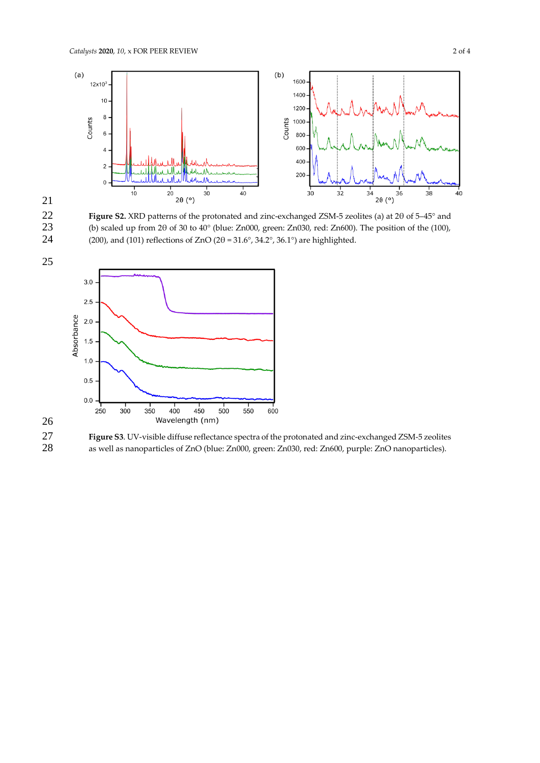**Figure S2.** XRD patterns of the protonated and zinc-exchanged ZSM-5 zeolites (a) at 2θ of 5–45° and (b) scaled up from 2θ of 30 to 40° (blue: Zn000, green: Zn030, red: Zn600). The position of the (100), (200), and (101) reflections of ZnO (2θ = 31.6°, 34.2°, 36.1°) are highlighted.

**Figure S3**. UV-visible diffuse reflectance spectra of the protonated and zinc-exchanged ZSM-5 zeolites as well as nanoparticles of ZnO (blue: Zn000, green: Zn030, red: Zn600, purple: ZnO nanoparticles).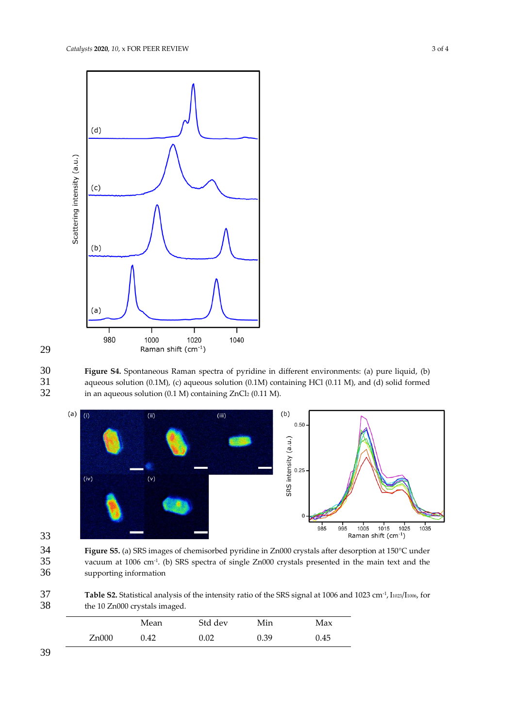**Figure S4.** Spontaneous Raman spectra of pyridine in different environments: (a) pure liquid, (b) aqueous solution (0.1M), (c) aqueous solution (0.1M) containing HCl (0.11 M), and (d) solid formed in an aqueous solution (0.1 M) containing $ZnCl_2$ (0.11 M).

**Figure S5.** (a) SRS images of chemisorbed pyridine in Zn000 crystals after desorption at 150°C under vacuum at 1006 cm$^{-1}$. (b) SRS spectra of single Zn000 crystals presented in the main text and the supporting information

**Table S2.** Statistical analysis of the intensity ratio of the SRS signal at 1006 and 1023 cm$^{-1}$, $I_{1023}/I_{1006}$, for the 10 Zn000 crystals imaged.

| | Mean | Std dev | Min | Max |
|---|---|---|---|---|
| Zn000 | 0.42 | 0.02 | 0.39 | 0.45 |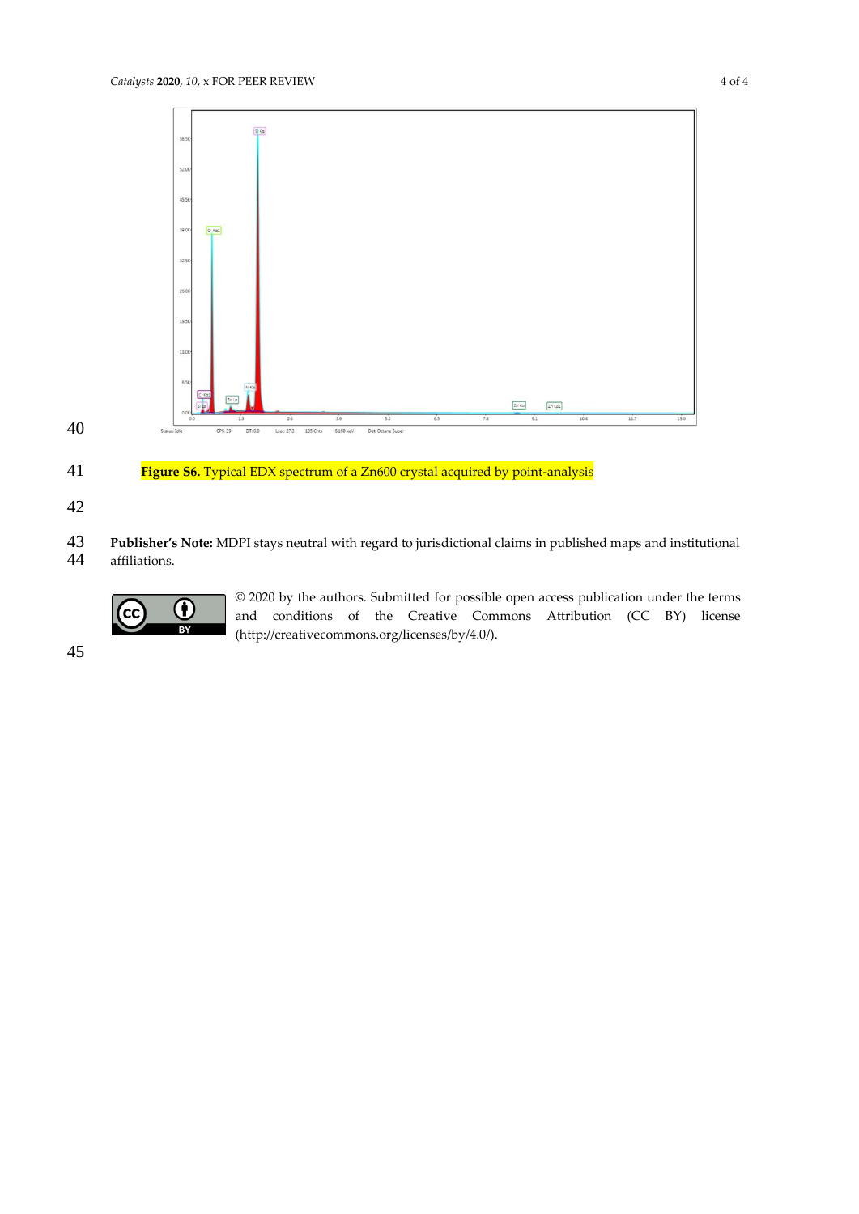Si Kα

58.5K
52.0K
45.5K
39.0K
32.5K
26.0K
19.5K
13.0K
6.5K
0.0K

O Kα1

C Kα1

Si Lα

Zn Lα

Al Kα

Zn Kα

Zn Kβ1

0.0 1.3 2.6 3.9 5.2 6.5 7.8 9.1 10.4 11.7 13.0

Status: Idle CPS: 39 DT: 0.0 Lsec: 27.3 103 Cnts 6.180 keV Det: Octane Super

**Figure S6.** Typical EDX spectrum of a Zn600 crystal acquired by point-analysis

**Publisher's Note:** MDPI stays neutral with regard to jurisdictional claims in published maps and institutional affiliations.

© 2020 by the authors. Submitted for possible open access publication under the terms and conditions of the Creative Commons Attribution (CC BY) license (http://creativecommons.org/licenses/by/4.0/).